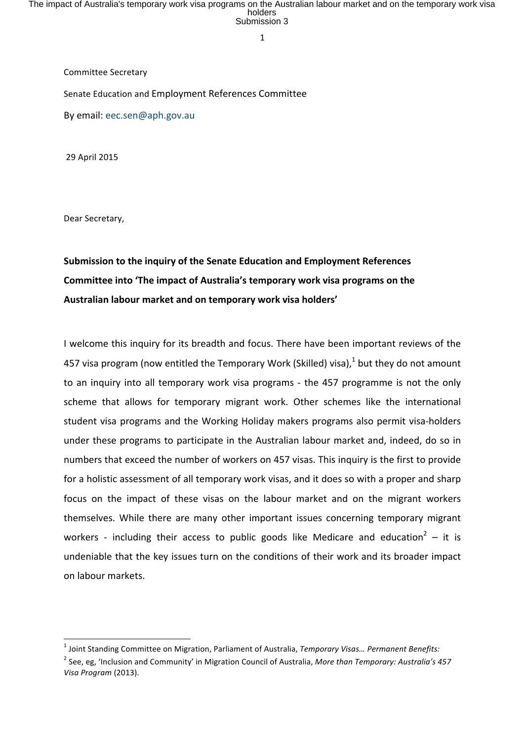Committee Secretary

Senate Education and Employment References Committee

By email: eec.sen@aph.gov.au

29 April 2015

Dear Secretary,

**Submission to the inquiry of the Senate Education and Employment References Committee into 'The impact of Australia's temporary work visa programs on the Australian labour market and on temporary work visa holders'**

I welcome this inquiry for its breadth and focus. There have been important reviews of the 457 visa program (now entitled the Temporary Work (Skilled) visa),[1] but they do not amount to an inquiry into all temporary work visa programs - the 457 programme is not the only scheme that allows for temporary migrant work. Other schemes like the international student visa programs and the Working Holiday makers programs also permit visa-holders under these programs to participate in the Australian labour market and, indeed, do so in numbers that exceed the number of workers on 457 visas. This inquiry is the first to provide for a holistic assessment of all temporary work visas, and it does so with a proper and sharp focus on the impact of these visas on the labour market and on the migrant workers themselves. While there are many other important issues concerning temporary migrant workers - including their access to public goods like Medicare and education[2] – it is undeniable that the key issues turn on the conditions of their work and its broader impact on labour markets.

---

[1] Joint Standing Committee on Migration, Parliament of Australia, *Temporary Visas… Permanent Benefits:*

[2] See, eg, 'Inclusion and Community' in Migration Council of Australia, *More than Temporary: Australia's 457 Visa Program* (2013).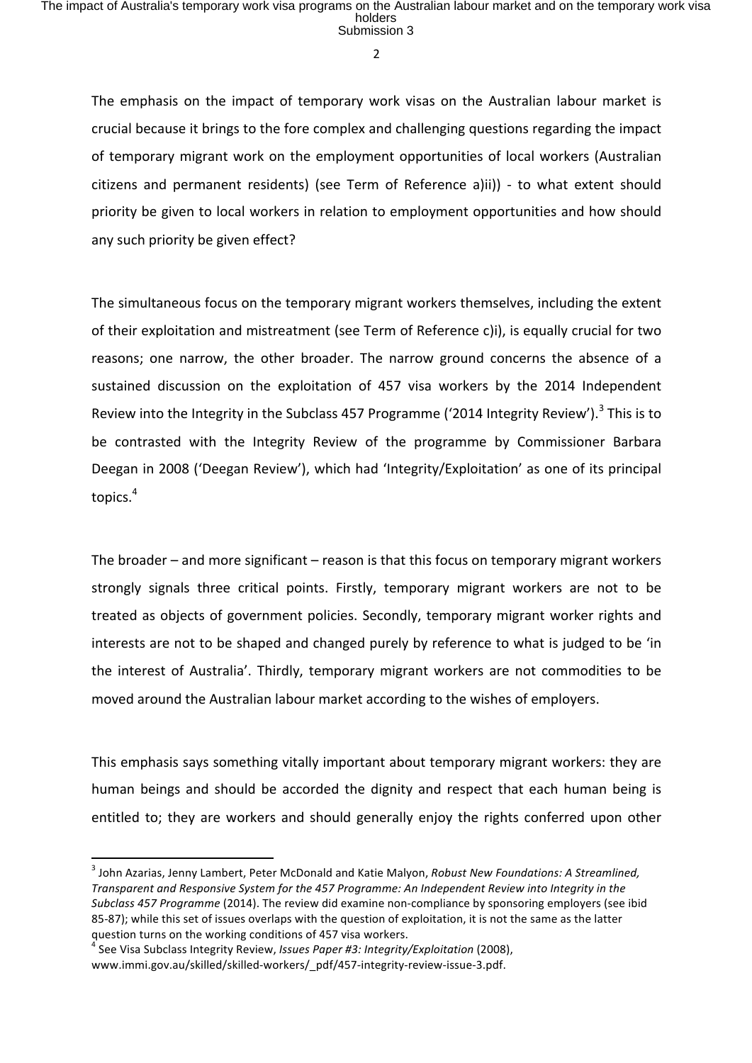The emphasis on the impact of temporary work visas on the Australian labour market is crucial because it brings to the fore complex and challenging questions regarding the impact of temporary migrant work on the employment opportunities of local workers (Australian citizens and permanent residents) (see Term of Reference a)ii)) - to what extent should priority be given to local workers in relation to employment opportunities and how should any such priority be given effect?

The simultaneous focus on the temporary migrant workers themselves, including the extent of their exploitation and mistreatment (see Term of Reference c)i), is equally crucial for two reasons; one narrow, the other broader. The narrow ground concerns the absence of a sustained discussion on the exploitation of 457 visa workers by the 2014 Independent Review into the Integrity in the Subclass 457 Programme ('2014 Integrity Review').[3] This is to be contrasted with the Integrity Review of the programme by Commissioner Barbara Deegan in 2008 ('Deegan Review'), which had 'Integrity/Exploitation' as one of its principal topics.[4]

The broader – and more significant – reason is that this focus on temporary migrant workers strongly signals three critical points. Firstly, temporary migrant workers are not to be treated as objects of government policies. Secondly, temporary migrant worker rights and interests are not to be shaped and changed purely by reference to what is judged to be 'in the interest of Australia'. Thirdly, temporary migrant workers are not commodities to be moved around the Australian labour market according to the wishes of employers.

This emphasis says something vitally important about temporary migrant workers: they are human beings and should be accorded the dignity and respect that each human being is entitled to; they are workers and should generally enjoy the rights conferred upon other

---

[3] John Azarias, Jenny Lambert, Peter McDonald and Katie Malyon, *Robust New Foundations: A Streamlined, Transparent and Responsive System for the 457 Programme: An Independent Review into Integrity in the Subclass 457 Programme* (2014). The review did examine non-compliance by sponsoring employers (see ibid 85-87); while this set of issues overlaps with the question of exploitation, it is not the same as the latter question turns on the working conditions of 457 visa workers.

[4] See Visa Subclass Integrity Review, *Issues Paper #3: Integrity/Exploitation* (2008), www.immi.gov.au/skilled/skilled-workers/_pdf/457-integrity-review-issue-3.pdf.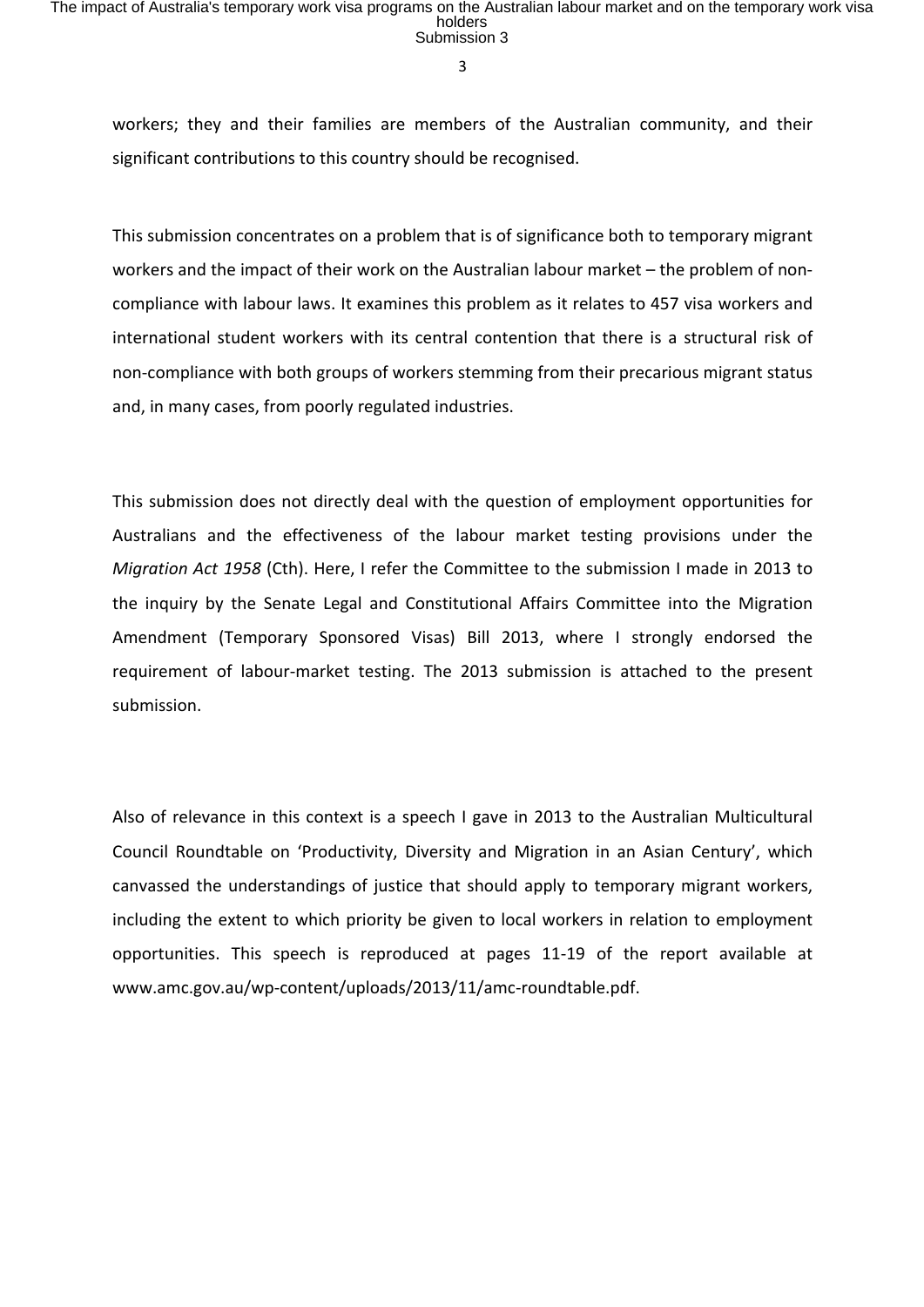workers; they and their families are members of the Australian community, and their significant contributions to this country should be recognised.

This submission concentrates on a problem that is of significance both to temporary migrant workers and the impact of their work on the Australian labour market – the problem of non-compliance with labour laws. It examines this problem as it relates to 457 visa workers and international student workers with its central contention that there is a structural risk of non-compliance with both groups of workers stemming from their precarious migrant status and, in many cases, from poorly regulated industries.

This submission does not directly deal with the question of employment opportunities for Australians and the effectiveness of the labour market testing provisions under the *Migration Act 1958* (Cth). Here, I refer the Committee to the submission I made in 2013 to the inquiry by the Senate Legal and Constitutional Affairs Committee into the Migration Amendment (Temporary Sponsored Visas) Bill 2013, where I strongly endorsed the requirement of labour-market testing. The 2013 submission is attached to the present submission.

Also of relevance in this context is a speech I gave in 2013 to the Australian Multicultural Council Roundtable on 'Productivity, Diversity and Migration in an Asian Century', which canvassed the understandings of justice that should apply to temporary migrant workers, including the extent to which priority be given to local workers in relation to employment opportunities. This speech is reproduced at pages 11-19 of the report available at www.amc.gov.au/wp-content/uploads/2013/11/amc-roundtable.pdf.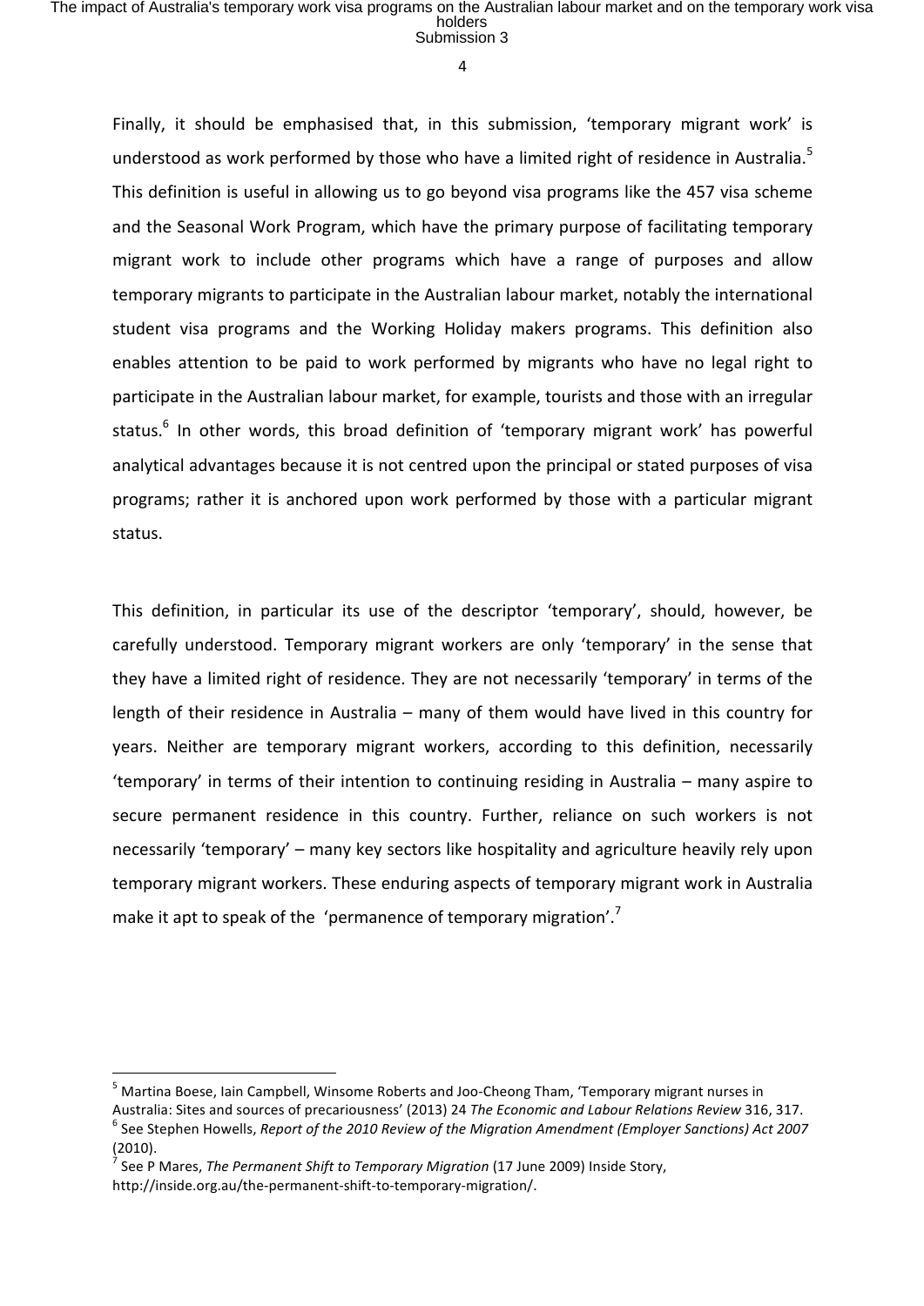Finally, it should be emphasised that, in this submission, 'temporary migrant work' is understood as work performed by those who have a limited right of residence in Australia.[5] This definition is useful in allowing us to go beyond visa programs like the 457 visa scheme and the Seasonal Work Program, which have the primary purpose of facilitating temporary migrant work to include other programs which have a range of purposes and allow temporary migrants to participate in the Australian labour market, notably the international student visa programs and the Working Holiday makers programs. This definition also enables attention to be paid to work performed by migrants who have no legal right to participate in the Australian labour market, for example, tourists and those with an irregular status.[6] In other words, this broad definition of 'temporary migrant work' has powerful analytical advantages because it is not centred upon the principal or stated purposes of visa programs; rather it is anchored upon work performed by those with a particular migrant status.

This definition, in particular its use of the descriptor 'temporary', should, however, be carefully understood. Temporary migrant workers are only 'temporary' in the sense that they have a limited right of residence. They are not necessarily 'temporary' in terms of the length of their residence in Australia – many of them would have lived in this country for years. Neither are temporary migrant workers, according to this definition, necessarily 'temporary' in terms of their intention to continuing residing in Australia – many aspire to secure permanent residence in this country. Further, reliance on such workers is not necessarily 'temporary' – many key sectors like hospitality and agriculture heavily rely upon temporary migrant workers. These enduring aspects of temporary migrant work in Australia make it apt to speak of the 'permanence of temporary migration'.[7]

---

[5] Martina Boese, Iain Campbell, Winsome Roberts and Joo-Cheong Tham, 'Temporary migrant nurses in Australia: Sites and sources of precariousness' (2013) 24 *The Economic and Labour Relations Review* 316, 317.

[6] See Stephen Howells, *Report of the 2010 Review of the Migration Amendment (Employer Sanctions) Act 2007* (2010).

[7] See P Mares, *The Permanent Shift to Temporary Migration* (17 June 2009) Inside Story, http://inside.org.au/the-permanent-shift-to-temporary-migration/.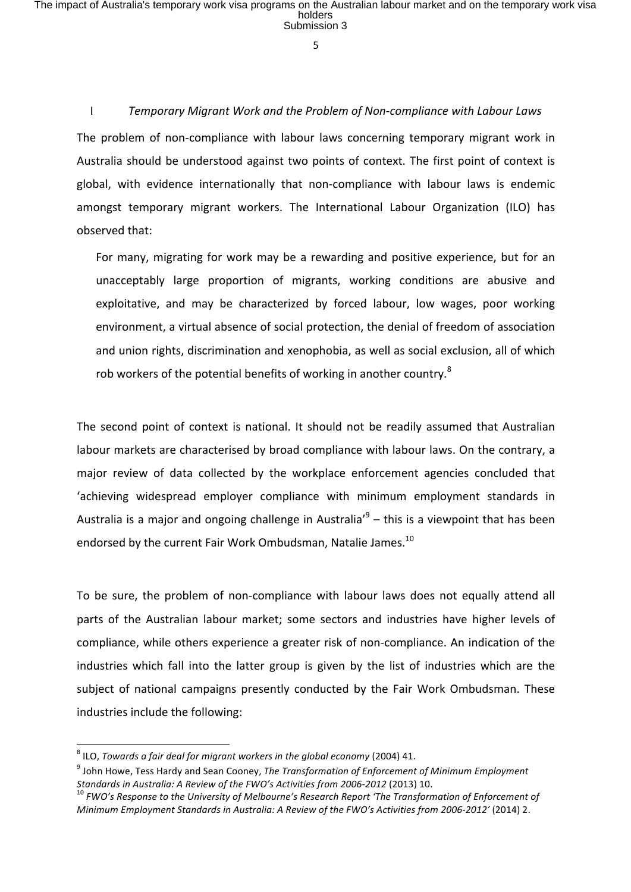## I *Temporary Migrant Work and the Problem of Non-compliance with Labour Laws*

The problem of non-compliance with labour laws concerning temporary migrant work in Australia should be understood against two points of context. The first point of context is global, with evidence internationally that non-compliance with labour laws is endemic amongst temporary migrant workers. The International Labour Organization (ILO) has observed that:

> For many, migrating for work may be a rewarding and positive experience, but for an unacceptably large proportion of migrants, working conditions are abusive and exploitative, and may be characterized by forced labour, low wages, poor working environment, a virtual absence of social protection, the denial of freedom of association and union rights, discrimination and xenophobia, as well as social exclusion, all of which rob workers of the potential benefits of working in another country.[8]

The second point of context is national. It should not be readily assumed that Australian labour markets are characterised by broad compliance with labour laws. On the contrary, a major review of data collected by the workplace enforcement agencies concluded that 'achieving widespread employer compliance with minimum employment standards in Australia is a major and ongoing challenge in Australia'[9] – this is a viewpoint that has been endorsed by the current Fair Work Ombudsman, Natalie James.[10]

To be sure, the problem of non-compliance with labour laws does not equally attend all parts of the Australian labour market; some sectors and industries have higher levels of compliance, while others experience a greater risk of non-compliance. An indication of the industries which fall into the latter group is given by the list of industries which are the subject of national campaigns presently conducted by the Fair Work Ombudsman. These industries include the following:

---

[8] ILO, *Towards a fair deal for migrant workers in the global economy* (2004) 41.

[9] John Howe, Tess Hardy and Sean Cooney, *The Transformation of Enforcement of Minimum Employment Standards in Australia: A Review of the FWO's Activities from 2006-2012* (2013) 10.

[10] *FWO's Response to the University of Melbourne's Research Report 'The Transformation of Enforcement of Minimum Employment Standards in Australia: A Review of the FWO's Activities from 2006-2012'* (2014) 2.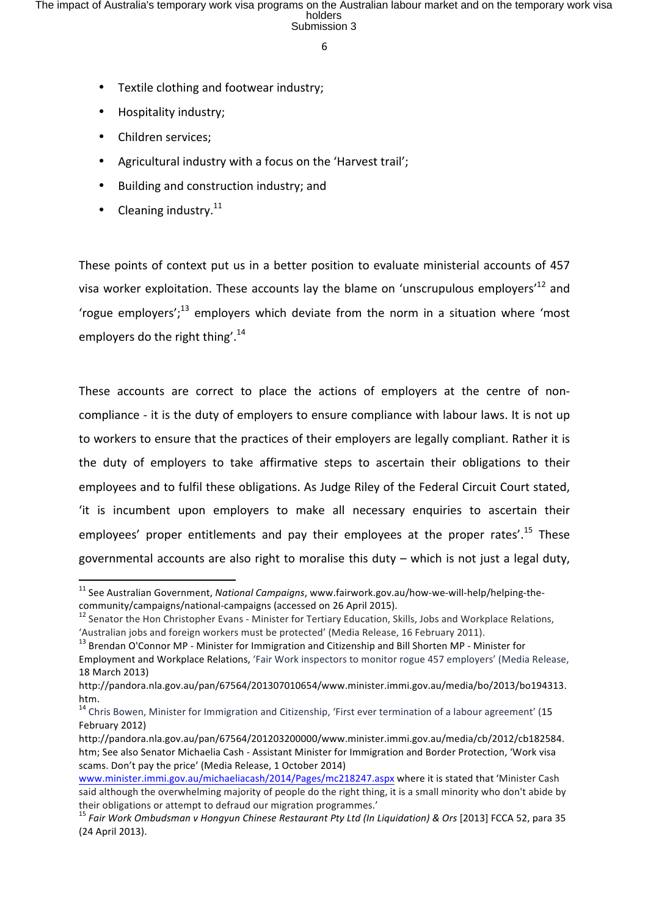- Textile clothing and footwear industry;
- Hospitality industry;
- Children services;
- Agricultural industry with a focus on the 'Harvest trail';
- Building and construction industry; and
- Cleaning industry.[11]

These points of context put us in a better position to evaluate ministerial accounts of 457 visa worker exploitation. These accounts lay the blame on 'unscrupulous employers'[12] and 'rogue employers';[13] employers which deviate from the norm in a situation where 'most employers do the right thing'.[14]

These accounts are correct to place the actions of employers at the centre of non-compliance - it is the duty of employers to ensure compliance with labour laws. It is not up to workers to ensure that the practices of their employers are legally compliant. Rather it is the duty of employers to take affirmative steps to ascertain their obligations to their employees and to fulfil these obligations. As Judge Riley of the Federal Circuit Court stated, 'it is incumbent upon employers to make all necessary enquiries to ascertain their employees' proper entitlements and pay their employees at the proper rates'.[15] These governmental accounts are also right to moralise this duty – which is not just a legal duty,

---

[11] See Australian Government, *National Campaigns*, www.fairwork.gov.au/how-we-will-help/helping-the-community/campaigns/national-campaigns (accessed on 26 April 2015).

[12] Senator the Hon Christopher Evans - Minister for Tertiary Education, Skills, Jobs and Workplace Relations, 'Australian jobs and foreign workers must be protected' (Media Release, 16 February 2011).

[13] Brendan O'Connor MP - Minister for Immigration and Citizenship and Bill Shorten MP - Minister for Employment and Workplace Relations, 'Fair Work inspectors to monitor rogue 457 employers' (Media Release, 18 March 2013) http://pandora.nla.gov.au/pan/67564/201307010654/www.minister.immi.gov.au/media/bo/2013/bo194313.htm.

[14] Chris Bowen, Minister for Immigration and Citizenship, 'First ever termination of a labour agreement' (15 February 2012) http://pandora.nla.gov.au/pan/67564/201203200000/www.minister.immi.gov.au/media/cb/2012/cb182584.htm; See also Senator Michaelia Cash - Assistant Minister for Immigration and Border Protection, 'Work visa scams. Don't pay the price' (Media Release, 1 October 2014) www.minister.immi.gov.au/michaeliacash/2014/Pages/mc218247.aspx where it is stated that 'Minister Cash said although the overwhelming majority of people do the right thing, it is a small minority who don't abide by their obligations or attempt to defraud our migration programmes.'

[15] *Fair Work Ombudsman v Hongyun Chinese Restaurant Pty Ltd (In Liquidation) & Ors* [2013] FCCA 52, para 35 (24 April 2013).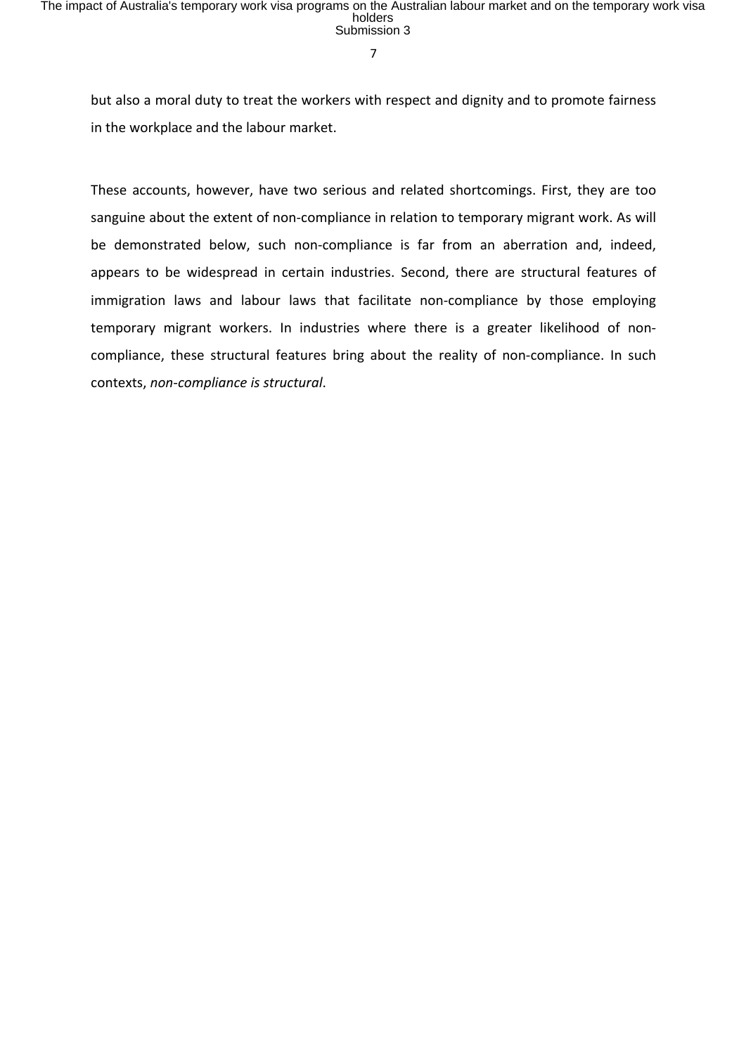but also a moral duty to treat the workers with respect and dignity and to promote fairness in the workplace and the labour market.

These accounts, however, have two serious and related shortcomings. First, they are too sanguine about the extent of non-compliance in relation to temporary migrant work. As will be demonstrated below, such non-compliance is far from an aberration and, indeed, appears to be widespread in certain industries. Second, there are structural features of immigration laws and labour laws that facilitate non-compliance by those employing temporary migrant workers. In industries where there is a greater likelihood of non-compliance, these structural features bring about the reality of non-compliance. In such contexts, *non-compliance is structural*.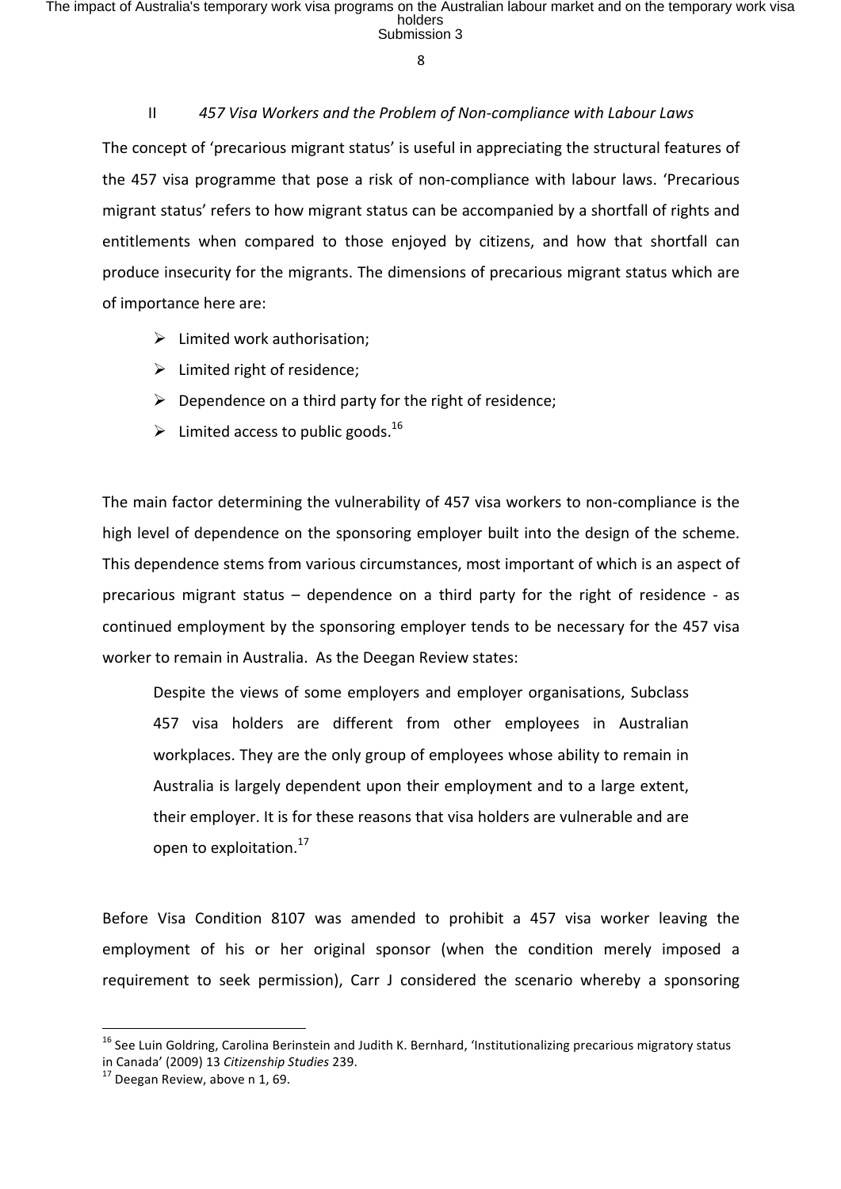## II *457 Visa Workers and the Problem of Non-compliance with Labour Laws*

The concept of 'precarious migrant status' is useful in appreciating the structural features of the 457 visa programme that pose a risk of non-compliance with labour laws. 'Precarious migrant status' refers to how migrant status can be accompanied by a shortfall of rights and entitlements when compared to those enjoyed by citizens, and how that shortfall can produce insecurity for the migrants. The dimensions of precarious migrant status which are of importance here are:

- Limited work authorisation;
- Limited right of residence;
- Dependence on a third party for the right of residence;
- Limited access to public goods.[16]

The main factor determining the vulnerability of 457 visa workers to non-compliance is the high level of dependence on the sponsoring employer built into the design of the scheme. This dependence stems from various circumstances, most important of which is an aspect of precarious migrant status – dependence on a third party for the right of residence - as continued employment by the sponsoring employer tends to be necessary for the 457 visa worker to remain in Australia. As the Deegan Review states:

> Despite the views of some employers and employer organisations, Subclass 457 visa holders are different from other employees in Australian workplaces. They are the only group of employees whose ability to remain in Australia is largely dependent upon their employment and to a large extent, their employer. It is for these reasons that visa holders are vulnerable and are open to exploitation.[17]

Before Visa Condition 8107 was amended to prohibit a 457 visa worker leaving the employment of his or her original sponsor (when the condition merely imposed a requirement to seek permission), Carr J considered the scenario whereby a sponsoring

---

[16] See Luin Goldring, Carolina Berinstein and Judith K. Bernhard, 'Institutionalizing precarious migratory status in Canada' (2009) 13 *Citizenship Studies* 239.

[17] Deegan Review, above n 1, 69.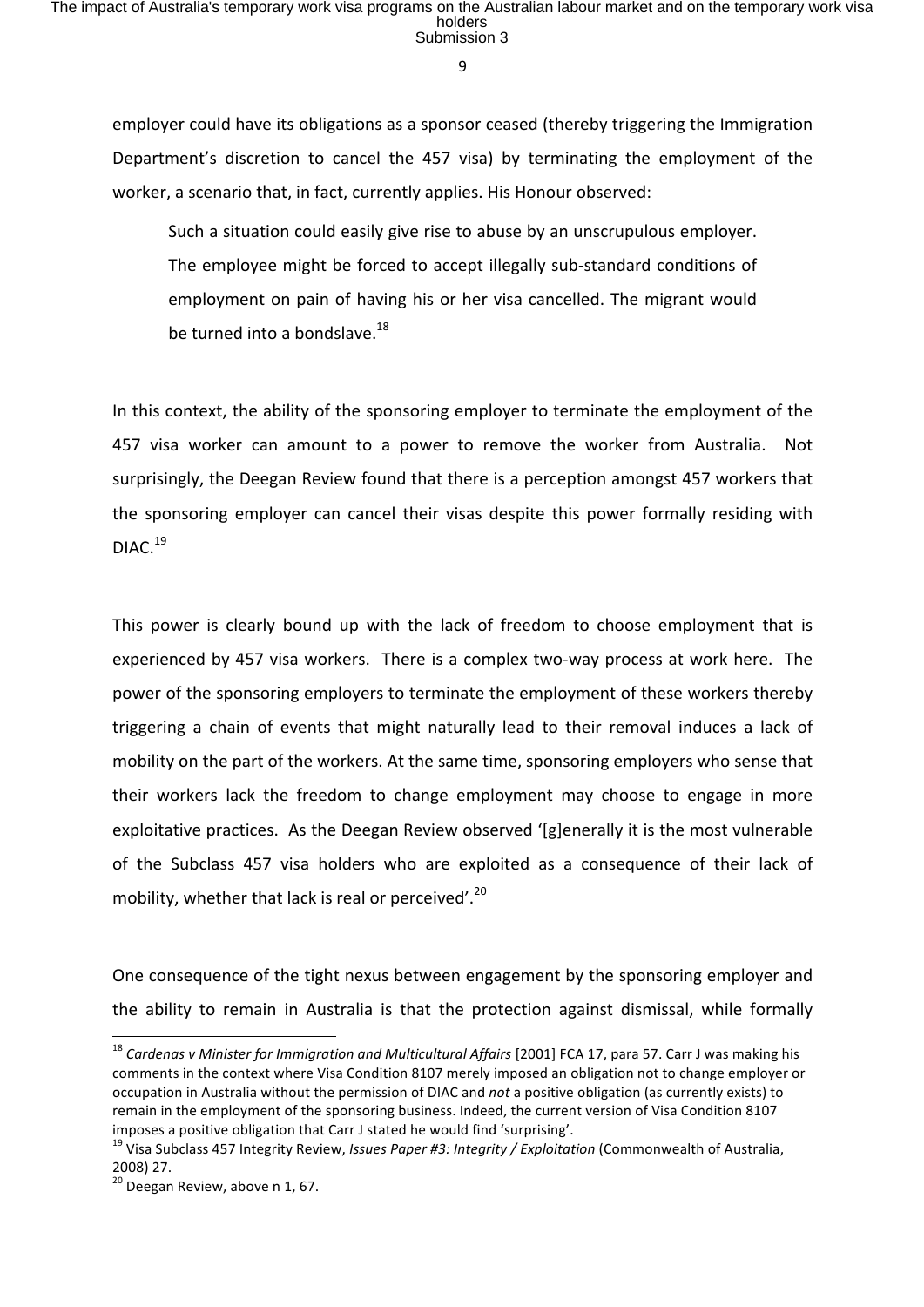employer could have its obligations as a sponsor ceased (thereby triggering the Immigration Department's discretion to cancel the 457 visa) by terminating the employment of the worker, a scenario that, in fact, currently applies. His Honour observed:

> Such a situation could easily give rise to abuse by an unscrupulous employer. The employee might be forced to accept illegally sub-standard conditions of employment on pain of having his or her visa cancelled. The migrant would be turned into a bondslave.[18]

In this context, the ability of the sponsoring employer to terminate the employment of the 457 visa worker can amount to a power to remove the worker from Australia. Not surprisingly, the Deegan Review found that there is a perception amongst 457 workers that the sponsoring employer can cancel their visas despite this power formally residing with DIAC.[19]

This power is clearly bound up with the lack of freedom to choose employment that is experienced by 457 visa workers. There is a complex two-way process at work here. The power of the sponsoring employers to terminate the employment of these workers thereby triggering a chain of events that might naturally lead to their removal induces a lack of mobility on the part of the workers. At the same time, sponsoring employers who sense that their workers lack the freedom to change employment may choose to engage in more exploitative practices. As the Deegan Review observed '[g]enerally it is the most vulnerable of the Subclass 457 visa holders who are exploited as a consequence of their lack of mobility, whether that lack is real or perceived'.[20]

One consequence of the tight nexus between engagement by the sponsoring employer and the ability to remain in Australia is that the protection against dismissal, while formally

---

[18] *Cardenas v Minister for Immigration and Multicultural Affairs* [2001] FCA 17, para 57. Carr J was making his comments in the context where Visa Condition 8107 merely imposed an obligation not to change employer or occupation in Australia without the permission of DIAC and *not* a positive obligation (as currently exists) to remain in the employment of the sponsoring business. Indeed, the current version of Visa Condition 8107 imposes a positive obligation that Carr J stated he would find 'surprising'.

[19] Visa Subclass 457 Integrity Review, *Issues Paper #3: Integrity / Exploitation* (Commonwealth of Australia, 2008) 27.

[20] Deegan Review, above n 1, 67.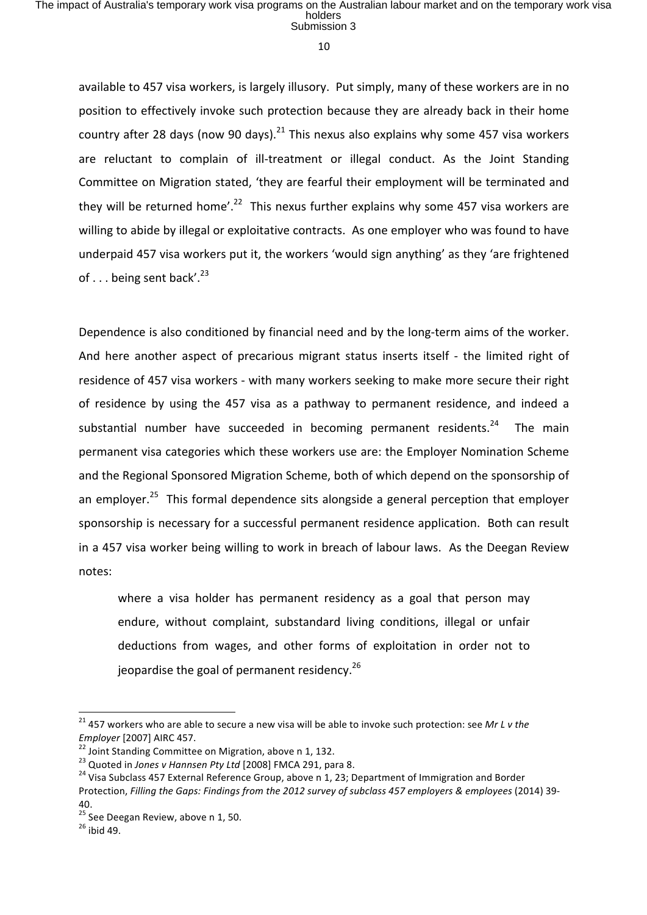available to 457 visa workers, is largely illusory. Put simply, many of these workers are in no position to effectively invoke such protection because they are already back in their home country after 28 days (now 90 days).[21] This nexus also explains why some 457 visa workers are reluctant to complain of ill-treatment or illegal conduct. As the Joint Standing Committee on Migration stated, 'they are fearful their employment will be terminated and they will be returned home'.[22] This nexus further explains why some 457 visa workers are willing to abide by illegal or exploitative contracts. As one employer who was found to have underpaid 457 visa workers put it, the workers 'would sign anything' as they 'are frightened of . . . being sent back'.[23]

Dependence is also conditioned by financial need and by the long-term aims of the worker. And here another aspect of precarious migrant status inserts itself - the limited right of residence of 457 visa workers - with many workers seeking to make more secure their right of residence by using the 457 visa as a pathway to permanent residence, and indeed a substantial number have succeeded in becoming permanent residents.[24] The main permanent visa categories which these workers use are: the Employer Nomination Scheme and the Regional Sponsored Migration Scheme, both of which depend on the sponsorship of an employer.[25] This formal dependence sits alongside a general perception that employer sponsorship is necessary for a successful permanent residence application. Both can result in a 457 visa worker being willing to work in breach of labour laws. As the Deegan Review notes:

> where a visa holder has permanent residency as a goal that person may endure, without complaint, substandard living conditions, illegal or unfair deductions from wages, and other forms of exploitation in order not to jeopardise the goal of permanent residency.[26]

---

[21] 457 workers who are able to secure a new visa will be able to invoke such protection: see *Mr L v the Employer* [2007] AIRC 457.

[22] Joint Standing Committee on Migration, above n 1, 132.

[23] Quoted in *Jones v Hannsen Pty Ltd* [2008] FMCA 291, para 8.

[24] Visa Subclass 457 External Reference Group, above n 1, 23; Department of Immigration and Border Protection, *Filling the Gaps: Findings from the 2012 survey of subclass 457 employers & employees* (2014) 39-40.

[25] See Deegan Review, above n 1, 50.

[26] ibid 49.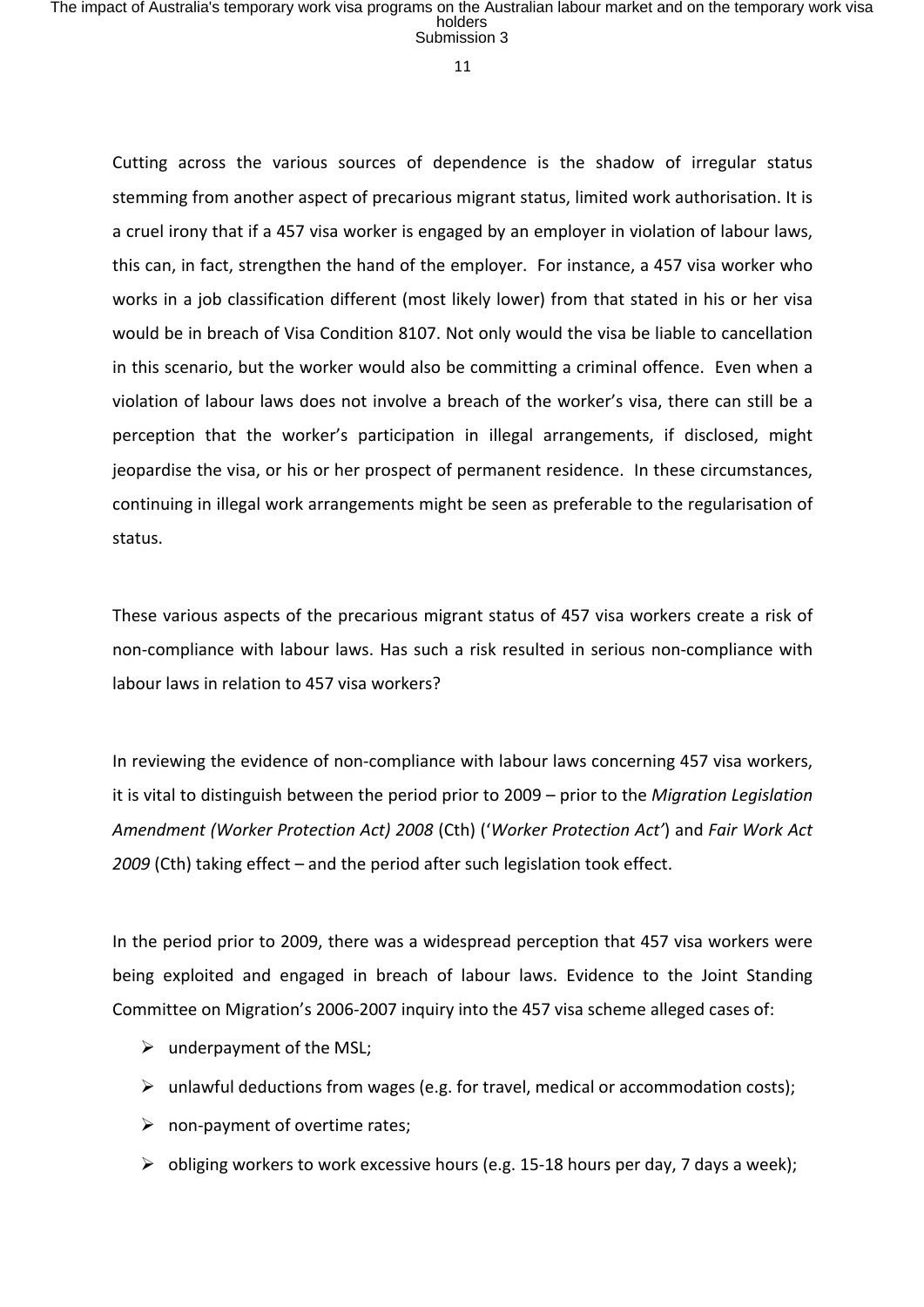Cutting across the various sources of dependence is the shadow of irregular status stemming from another aspect of precarious migrant status, limited work authorisation. It is a cruel irony that if a 457 visa worker is engaged by an employer in violation of labour laws, this can, in fact, strengthen the hand of the employer. For instance, a 457 visa worker who works in a job classification different (most likely lower) from that stated in his or her visa would be in breach of Visa Condition 8107. Not only would the visa be liable to cancellation in this scenario, but the worker would also be committing a criminal offence. Even when a violation of labour laws does not involve a breach of the worker's visa, there can still be a perception that the worker's participation in illegal arrangements, if disclosed, might jeopardise the visa, or his or her prospect of permanent residence. In these circumstances, continuing in illegal work arrangements might be seen as preferable to the regularisation of status.

These various aspects of the precarious migrant status of 457 visa workers create a risk of non-compliance with labour laws. Has such a risk resulted in serious non-compliance with labour laws in relation to 457 visa workers?

In reviewing the evidence of non-compliance with labour laws concerning 457 visa workers, it is vital to distinguish between the period prior to 2009 – prior to the *Migration Legislation Amendment (Worker Protection Act) 2008* (Cth) ('*Worker Protection Act'*) and *Fair Work Act 2009* (Cth) taking effect – and the period after such legislation took effect.

In the period prior to 2009, there was a widespread perception that 457 visa workers were being exploited and engaged in breach of labour laws. Evidence to the Joint Standing Committee on Migration's 2006-2007 inquiry into the 457 visa scheme alleged cases of:

- underpayment of the MSL;
- unlawful deductions from wages (e.g. for travel, medical or accommodation costs);
- non-payment of overtime rates;
- obliging workers to work excessive hours (e.g. 15-18 hours per day, 7 days a week);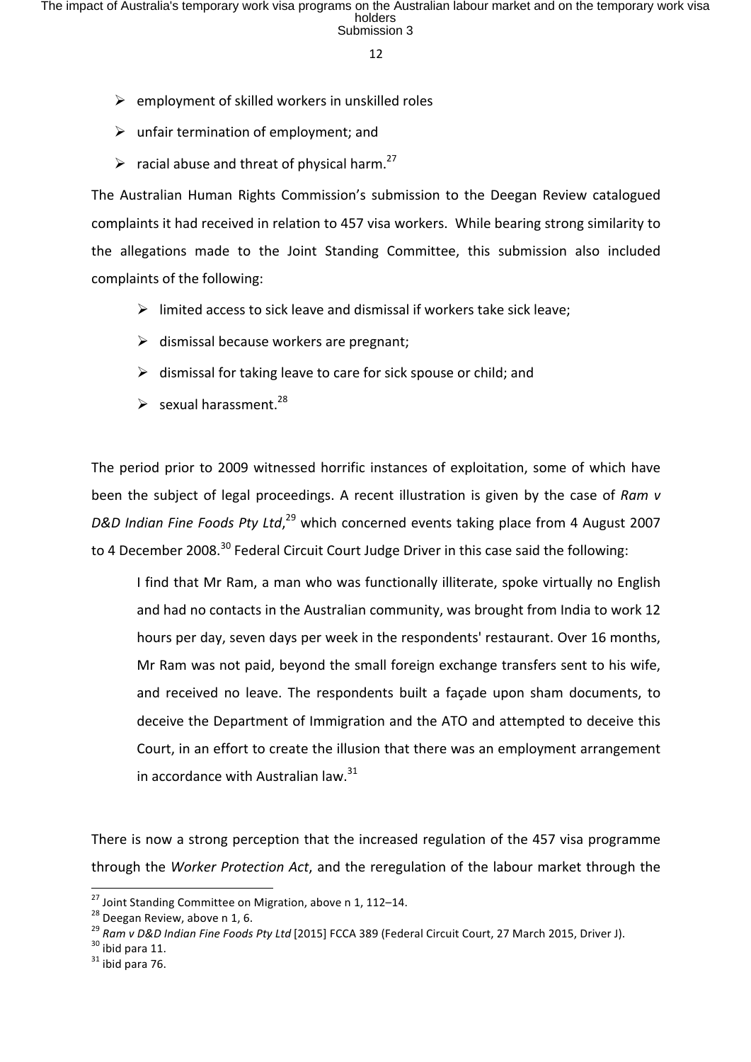- employment of skilled workers in unskilled roles
- unfair termination of employment; and
- racial abuse and threat of physical harm.[27]

The Australian Human Rights Commission's submission to the Deegan Review catalogued complaints it had received in relation to 457 visa workers. While bearing strong similarity to the allegations made to the Joint Standing Committee, this submission also included complaints of the following:

- limited access to sick leave and dismissal if workers take sick leave;
- dismissal because workers are pregnant;
- dismissal for taking leave to care for sick spouse or child; and
- sexual harassment.[28]

The period prior to 2009 witnessed horrific instances of exploitation, some of which have been the subject of legal proceedings. A recent illustration is given by the case of *Ram v D&D Indian Fine Foods Pty Ltd*,[29] which concerned events taking place from 4 August 2007 to 4 December 2008.[30] Federal Circuit Court Judge Driver in this case said the following:

> I find that Mr Ram, a man who was functionally illiterate, spoke virtually no English and had no contacts in the Australian community, was brought from India to work 12 hours per day, seven days per week in the respondents' restaurant. Over 16 months, Mr Ram was not paid, beyond the small foreign exchange transfers sent to his wife, and received no leave. The respondents built a façade upon sham documents, to deceive the Department of Immigration and the ATO and attempted to deceive this Court, in an effort to create the illusion that there was an employment arrangement in accordance with Australian law.[31]

There is now a strong perception that the increased regulation of the 457 visa programme through the *Worker Protection Act*, and the reregulation of the labour market through the

---

[27] Joint Standing Committee on Migration, above n 1, 112–14.

[28] Deegan Review, above n 1, 6.

[29] *Ram v D&D Indian Fine Foods Pty Ltd* [2015] FCCA 389 (Federal Circuit Court, 27 March 2015, Driver J).

[30] ibid para 11.

[31] ibid para 76.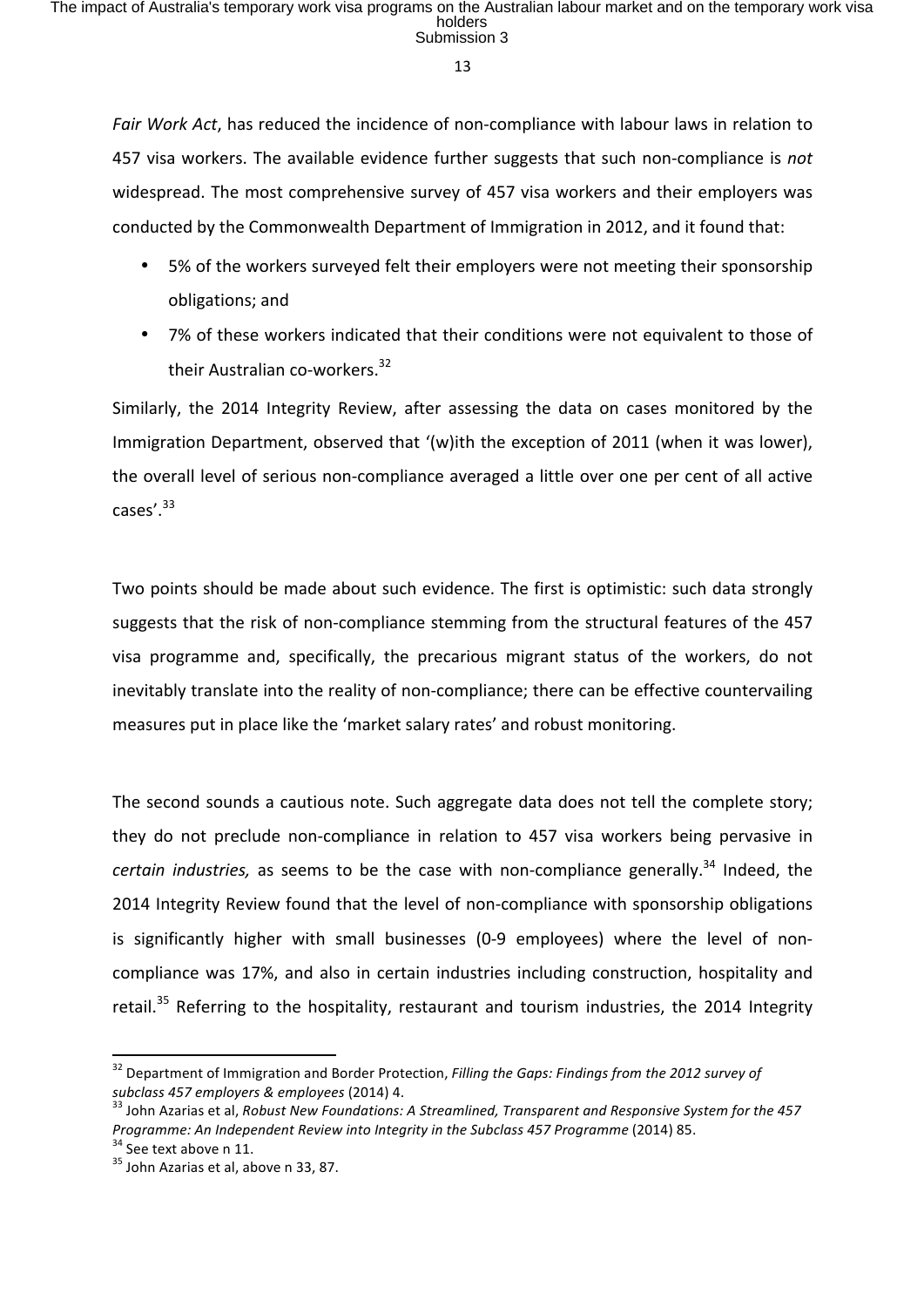*Fair Work Act*, has reduced the incidence of non-compliance with labour laws in relation to 457 visa workers. The available evidence further suggests that such non-compliance is *not* widespread. The most comprehensive survey of 457 visa workers and their employers was conducted by the Commonwealth Department of Immigration in 2012, and it found that:

- 5% of the workers surveyed felt their employers were not meeting their sponsorship obligations; and
- 7% of these workers indicated that their conditions were not equivalent to those of their Australian co-workers.[32]

Similarly, the 2014 Integrity Review, after assessing the data on cases monitored by the Immigration Department, observed that '(w)ith the exception of 2011 (when it was lower), the overall level of serious non-compliance averaged a little over one per cent of all active cases'.[33]

Two points should be made about such evidence. The first is optimistic: such data strongly suggests that the risk of non-compliance stemming from the structural features of the 457 visa programme and, specifically, the precarious migrant status of the workers, do not inevitably translate into the reality of non-compliance; there can be effective countervailing measures put in place like the 'market salary rates' and robust monitoring.

The second sounds a cautious note. Such aggregate data does not tell the complete story; they do not preclude non-compliance in relation to 457 visa workers being pervasive in *certain industries,* as seems to be the case with non-compliance generally.[34] Indeed, the 2014 Integrity Review found that the level of non-compliance with sponsorship obligations is significantly higher with small businesses (0-9 employees) where the level of non-compliance was 17%, and also in certain industries including construction, hospitality and retail.[35] Referring to the hospitality, restaurant and tourism industries, the 2014 Integrity

---

[32] Department of Immigration and Border Protection, *Filling the Gaps: Findings from the 2012 survey of subclass 457 employers & employees* (2014) 4.

[33] John Azarias et al, *Robust New Foundations: A Streamlined, Transparent and Responsive System for the 457 Programme: An Independent Review into Integrity in the Subclass 457 Programme* (2014) 85.

[34] See text above n 11.

[35] John Azarias et al, above n 33, 87.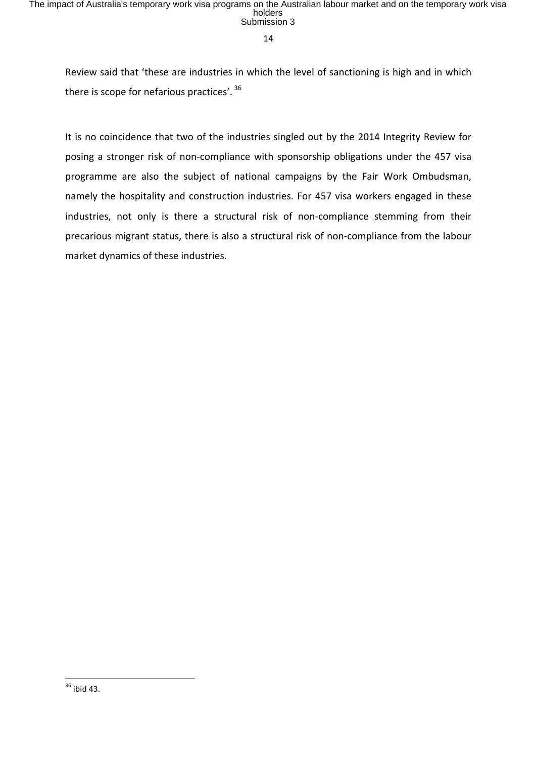Review said that 'these are industries in which the level of sanctioning is high and in which there is scope for nefarious practices'. [36]

It is no coincidence that two of the industries singled out by the 2014 Integrity Review for posing a stronger risk of non-compliance with sponsorship obligations under the 457 visa programme are also the subject of national campaigns by the Fair Work Ombudsman, namely the hospitality and construction industries. For 457 visa workers engaged in these industries, not only is there a structural risk of non-compliance stemming from their precarious migrant status, there is also a structural risk of non-compliance from the labour market dynamics of these industries.

---

[36] ibid 43.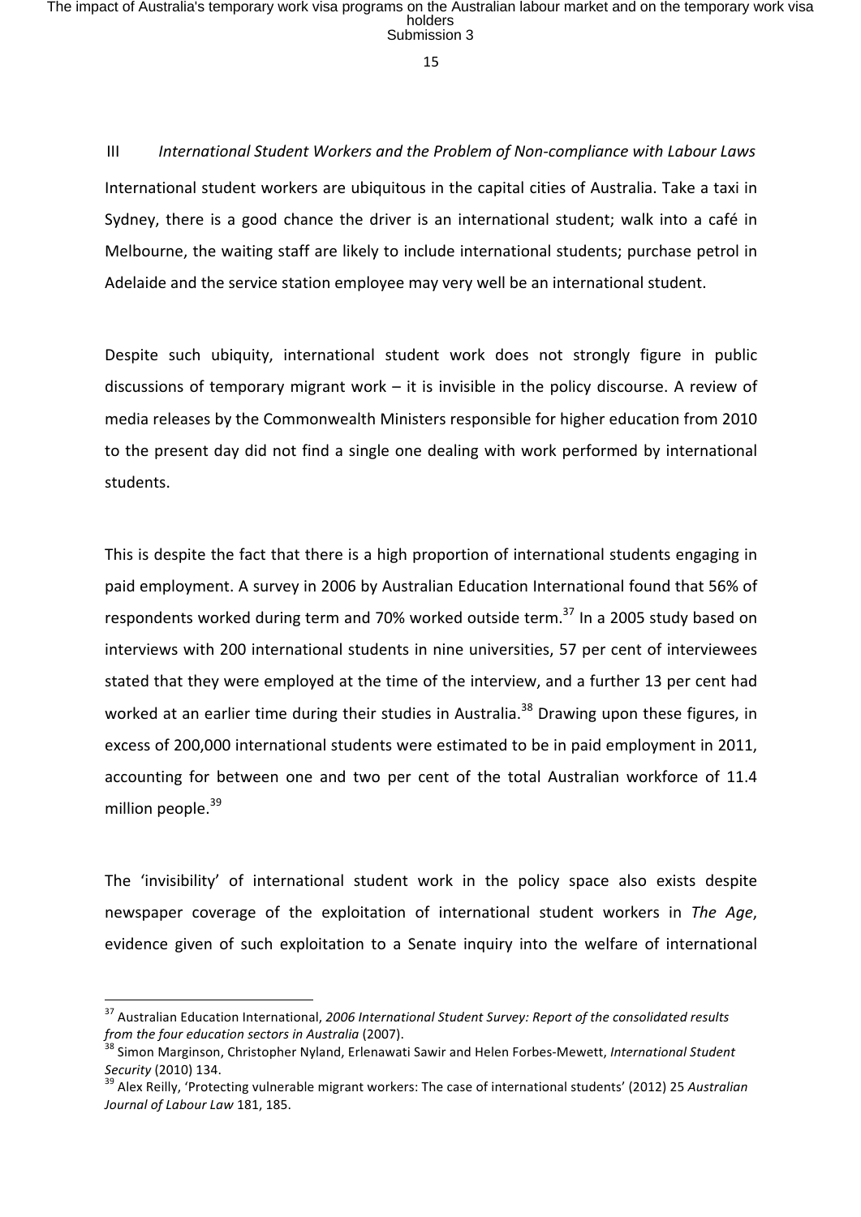### III *International Student Workers and the Problem of Non-compliance with Labour Laws*

International student workers are ubiquitous in the capital cities of Australia. Take a taxi in Sydney, there is a good chance the driver is an international student; walk into a café in Melbourne, the waiting staff are likely to include international students; purchase petrol in Adelaide and the service station employee may very well be an international student.

Despite such ubiquity, international student work does not strongly figure in public discussions of temporary migrant work – it is invisible in the policy discourse. A review of media releases by the Commonwealth Ministers responsible for higher education from 2010 to the present day did not find a single one dealing with work performed by international students.

This is despite the fact that there is a high proportion of international students engaging in paid employment. A survey in 2006 by Australian Education International found that 56% of respondents worked during term and 70% worked outside term.[37] In a 2005 study based on interviews with 200 international students in nine universities, 57 per cent of interviewees stated that they were employed at the time of the interview, and a further 13 per cent had worked at an earlier time during their studies in Australia.[38] Drawing upon these figures, in excess of 200,000 international students were estimated to be in paid employment in 2011, accounting for between one and two per cent of the total Australian workforce of 11.4 million people.[39]

The 'invisibility' of international student work in the policy space also exists despite newspaper coverage of the exploitation of international student workers in *The Age*, evidence given of such exploitation to a Senate inquiry into the welfare of international

---

[37] Australian Education International, *2006 International Student Survey: Report of the consolidated results from the four education sectors in Australia* (2007).

[38] Simon Marginson, Christopher Nyland, Erlenawati Sawir and Helen Forbes-Mewett, *International Student Security* (2010) 134.

[39] Alex Reilly, 'Protecting vulnerable migrant workers: The case of international students' (2012) 25 *Australian Journal of Labour Law* 181, 185.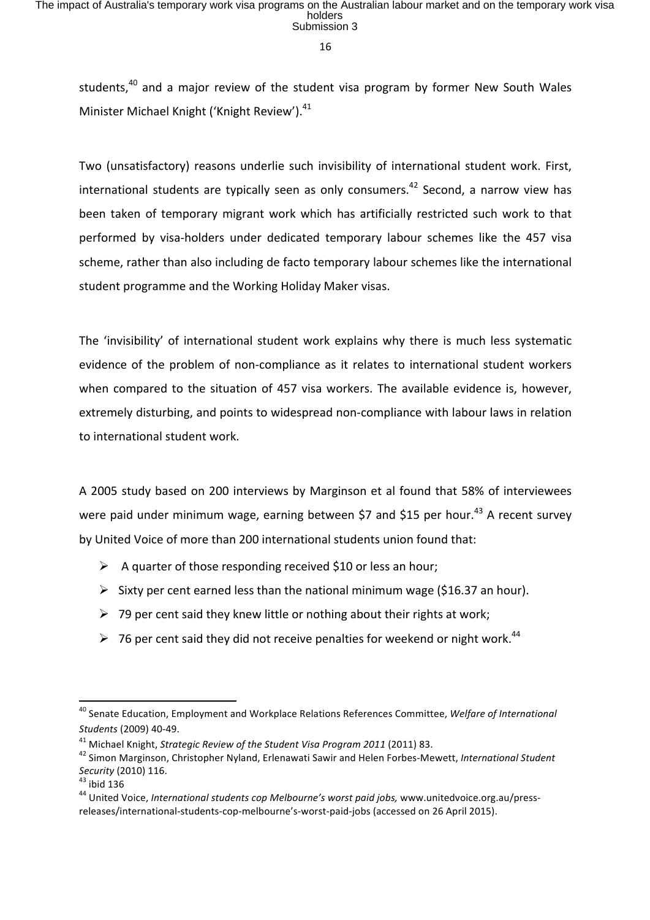students,[40] and a major review of the student visa program by former New South Wales Minister Michael Knight ('Knight Review').[41]

Two (unsatisfactory) reasons underlie such invisibility of international student work. First, international students are typically seen as only consumers.[42] Second, a narrow view has been taken of temporary migrant work which has artificially restricted such work to that performed by visa-holders under dedicated temporary labour schemes like the 457 visa scheme, rather than also including de facto temporary labour schemes like the international student programme and the Working Holiday Maker visas.

The 'invisibility' of international student work explains why there is much less systematic evidence of the problem of non-compliance as it relates to international student workers when compared to the situation of 457 visa workers. The available evidence is, however, extremely disturbing, and points to widespread non-compliance with labour laws in relation to international student work.

A 2005 study based on 200 interviews by Marginson et al found that 58% of interviewees were paid under minimum wage, earning between $7 and $15 per hour.[43] A recent survey by United Voice of more than 200 international students union found that:

- A quarter of those responding received $10 or less an hour;
- Sixty per cent earned less than the national minimum wage ($16.37 an hour).
- 79 per cent said they knew little or nothing about their rights at work;
- 76 per cent said they did not receive penalties for weekend or night work.[44]

---

[40] Senate Education, Employment and Workplace Relations References Committee, *Welfare of International Students* (2009) 40-49.

[41] Michael Knight, *Strategic Review of the Student Visa Program 2011* (2011) 83.

[42] Simon Marginson, Christopher Nyland, Erlenawati Sawir and Helen Forbes-Mewett, *International Student Security* (2010) 116.

[43] ibid 136

[44] United Voice, *International students cop Melbourne's worst paid jobs,* www.unitedvoice.org.au/press-releases/international-students-cop-melbourne's-worst-paid-jobs (accessed on 26 April 2015).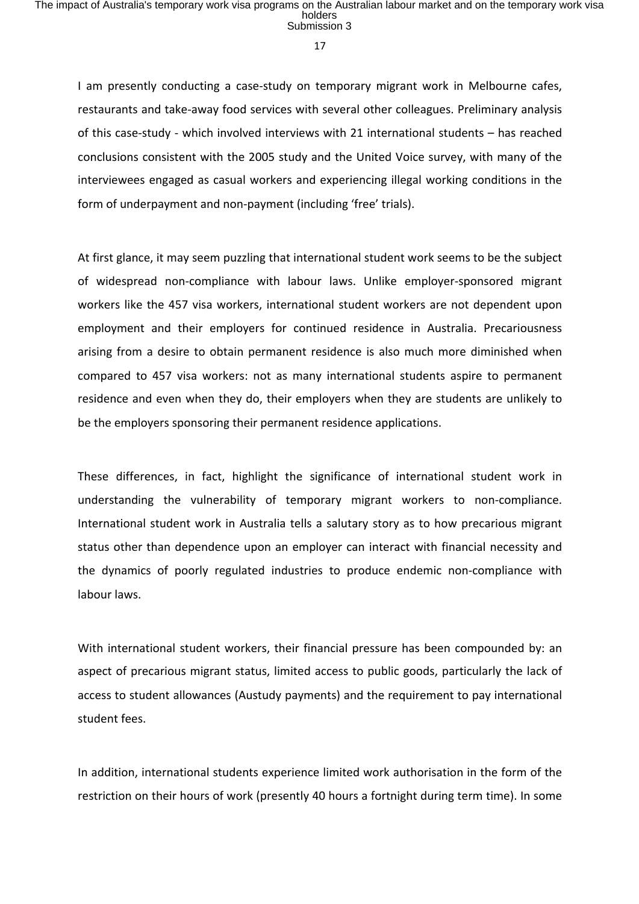I am presently conducting a case-study on temporary migrant work in Melbourne cafes, restaurants and take-away food services with several other colleagues. Preliminary analysis of this case-study - which involved interviews with 21 international students – has reached conclusions consistent with the 2005 study and the United Voice survey, with many of the interviewees engaged as casual workers and experiencing illegal working conditions in the form of underpayment and non-payment (including 'free' trials).

At first glance, it may seem puzzling that international student work seems to be the subject of widespread non-compliance with labour laws. Unlike employer-sponsored migrant workers like the 457 visa workers, international student workers are not dependent upon employment and their employers for continued residence in Australia. Precariousness arising from a desire to obtain permanent residence is also much more diminished when compared to 457 visa workers: not as many international students aspire to permanent residence and even when they do, their employers when they are students are unlikely to be the employers sponsoring their permanent residence applications.

These differences, in fact, highlight the significance of international student work in understanding the vulnerability of temporary migrant workers to non-compliance. International student work in Australia tells a salutary story as to how precarious migrant status other than dependence upon an employer can interact with financial necessity and the dynamics of poorly regulated industries to produce endemic non-compliance with labour laws.

With international student workers, their financial pressure has been compounded by: an aspect of precarious migrant status, limited access to public goods, particularly the lack of access to student allowances (Austudy payments) and the requirement to pay international student fees.

In addition, international students experience limited work authorisation in the form of the restriction on their hours of work (presently 40 hours a fortnight during term time). In some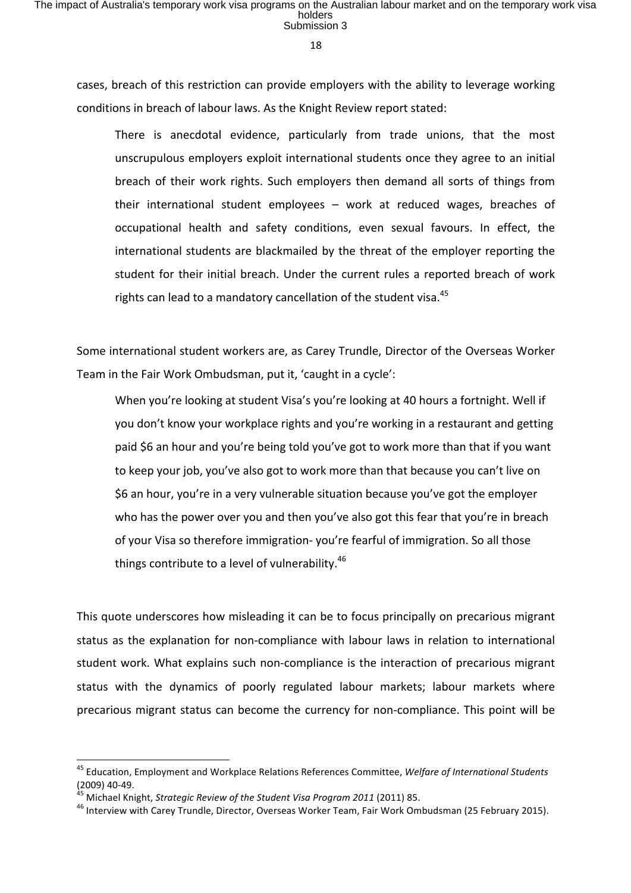cases, breach of this restriction can provide employers with the ability to leverage working conditions in breach of labour laws. As the Knight Review report stated:

> There is anecdotal evidence, particularly from trade unions, that the most unscrupulous employers exploit international students once they agree to an initial breach of their work rights. Such employers then demand all sorts of things from their international student employees – work at reduced wages, breaches of occupational health and safety conditions, even sexual favours. In effect, the international students are blackmailed by the threat of the employer reporting the student for their initial breach. Under the current rules a reported breach of work rights can lead to a mandatory cancellation of the student visa.[45]

Some international student workers are, as Carey Trundle, Director of the Overseas Worker Team in the Fair Work Ombudsman, put it, 'caught in a cycle':

> When you're looking at student Visa's you're looking at 40 hours a fortnight. Well if you don't know your workplace rights and you're working in a restaurant and getting paid $6 an hour and you're being told you've got to work more than that if you want to keep your job, you've also got to work more than that because you can't live on $6 an hour, you're in a very vulnerable situation because you've got the employer who has the power over you and then you've also got this fear that you're in breach of your Visa so therefore immigration- you're fearful of immigration. So all those things contribute to a level of vulnerability.[46]

This quote underscores how misleading it can be to focus principally on precarious migrant status as the explanation for non-compliance with labour laws in relation to international student work. What explains such non-compliance is the interaction of precarious migrant status with the dynamics of poorly regulated labour markets; labour markets where precarious migrant status can become the currency for non-compliance. This point will be

---

[45] Education, Employment and Workplace Relations References Committee, *Welfare of International Students* (2009) 40-49.

[45] Michael Knight, *Strategic Review of the Student Visa Program 2011* (2011) 85.

[46] Interview with Carey Trundle, Director, Overseas Worker Team, Fair Work Ombudsman (25 February 2015).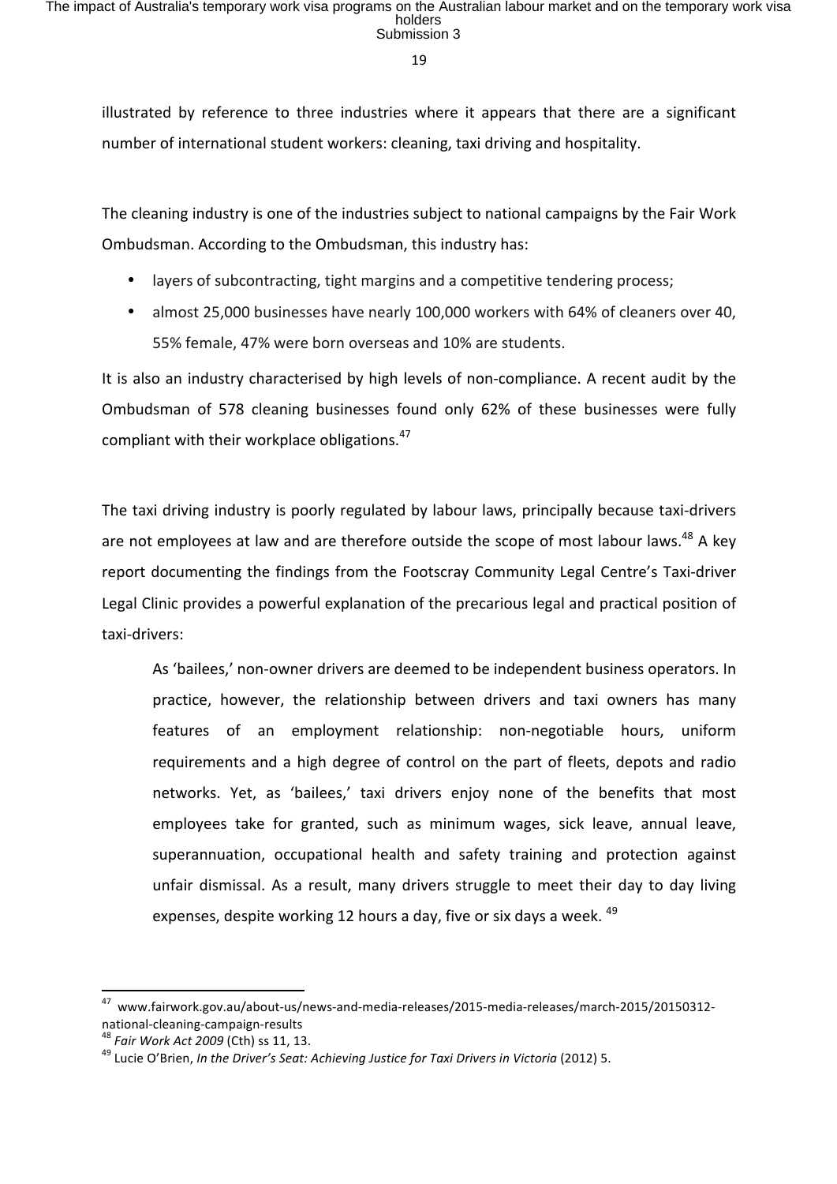illustrated by reference to three industries where it appears that there are a significant number of international student workers: cleaning, taxi driving and hospitality.

The cleaning industry is one of the industries subject to national campaigns by the Fair Work Ombudsman. According to the Ombudsman, this industry has:

- layers of subcontracting, tight margins and a competitive tendering process;
- almost 25,000 businesses have nearly 100,000 workers with 64% of cleaners over 40, 55% female, 47% were born overseas and 10% are students.

It is also an industry characterised by high levels of non-compliance. A recent audit by the Ombudsman of 578 cleaning businesses found only 62% of these businesses were fully compliant with their workplace obligations.[47]

The taxi driving industry is poorly regulated by labour laws, principally because taxi-drivers are not employees at law and are therefore outside the scope of most labour laws.[48] A key report documenting the findings from the Footscray Community Legal Centre's Taxi-driver Legal Clinic provides a powerful explanation of the precarious legal and practical position of taxi-drivers:

> As 'bailees,' non-owner drivers are deemed to be independent business operators. In practice, however, the relationship between drivers and taxi owners has many features of an employment relationship: non-negotiable hours, uniform requirements and a high degree of control on the part of fleets, depots and radio networks. Yet, as 'bailees,' taxi drivers enjoy none of the benefits that most employees take for granted, such as minimum wages, sick leave, annual leave, superannuation, occupational health and safety training and protection against unfair dismissal. As a result, many drivers struggle to meet their day to day living expenses, despite working 12 hours a day, five or six days a week. [49]

---

[47] www.fairwork.gov.au/about-us/news-and-media-releases/2015-media-releases/march-2015/20150312-national-cleaning-campaign-results

[48] *Fair Work Act 2009* (Cth) ss 11, 13.

[49] Lucie O'Brien, *In the Driver's Seat: Achieving Justice for Taxi Drivers in Victoria* (2012) 5.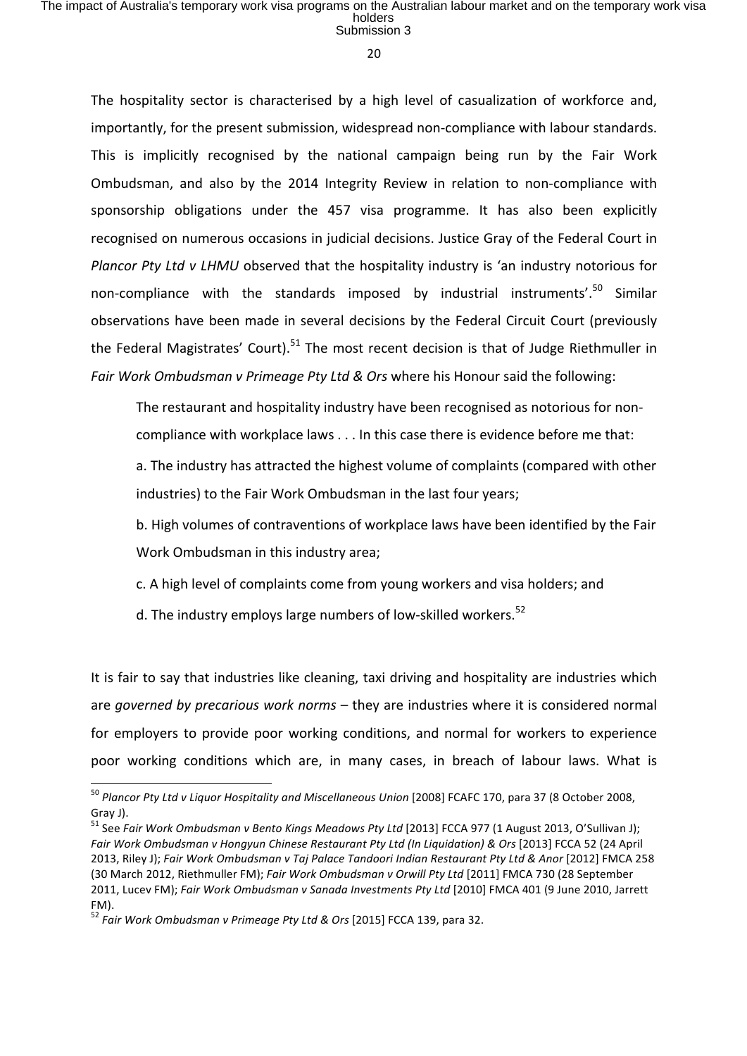The hospitality sector is characterised by a high level of casualization of workforce and, importantly, for the present submission, widespread non-compliance with labour standards. This is implicitly recognised by the national campaign being run by the Fair Work Ombudsman, and also by the 2014 Integrity Review in relation to non-compliance with sponsorship obligations under the 457 visa programme. It has also been explicitly recognised on numerous occasions in judicial decisions. Justice Gray of the Federal Court in *Plancor Pty Ltd v LHMU* observed that the hospitality industry is 'an industry notorious for non-compliance with the standards imposed by industrial instruments'.[50] Similar observations have been made in several decisions by the Federal Circuit Court (previously the Federal Magistrates' Court).[51] The most recent decision is that of Judge Riethmuller in *Fair Work Ombudsman v Primeage Pty Ltd & Ors* where his Honour said the following:

> The restaurant and hospitality industry have been recognised as notorious for non-compliance with workplace laws . . . In this case there is evidence before me that:
>
> a. The industry has attracted the highest volume of complaints (compared with other industries) to the Fair Work Ombudsman in the last four years;
>
> b. High volumes of contraventions of workplace laws have been identified by the Fair Work Ombudsman in this industry area;
>
> c. A high level of complaints come from young workers and visa holders; and
>
> d. The industry employs large numbers of low-skilled workers.[52]

It is fair to say that industries like cleaning, taxi driving and hospitality are industries which are *governed by precarious work norms* – they are industries where it is considered normal for employers to provide poor working conditions, and normal for workers to experience poor working conditions which are, in many cases, in breach of labour laws. What is

---

[50] *Plancor Pty Ltd v Liquor Hospitality and Miscellaneous Union* [2008] FCAFC 170, para 37 (8 October 2008, Gray J).

[51] See *Fair Work Ombudsman v Bento Kings Meadows Pty Ltd* [2013] FCCA 977 (1 August 2013, O'Sullivan J); *Fair Work Ombudsman v Hongyun Chinese Restaurant Pty Ltd (In Liquidation) & Ors* [2013] FCCA 52 (24 April 2013, Riley J); *Fair Work Ombudsman v Taj Palace Tandoori Indian Restaurant Pty Ltd & Anor* [2012] FMCA 258 (30 March 2012, Riethmuller FM); *Fair Work Ombudsman v Orwill Pty Ltd* [2011] FMCA 730 (28 September 2011, Lucev FM); *Fair Work Ombudsman v Sanada Investments Pty Ltd* [2010] FMCA 401 (9 June 2010, Jarrett FM).

[52] *Fair Work Ombudsman v Primeage Pty Ltd & Ors* [2015] FCCA 139, para 32.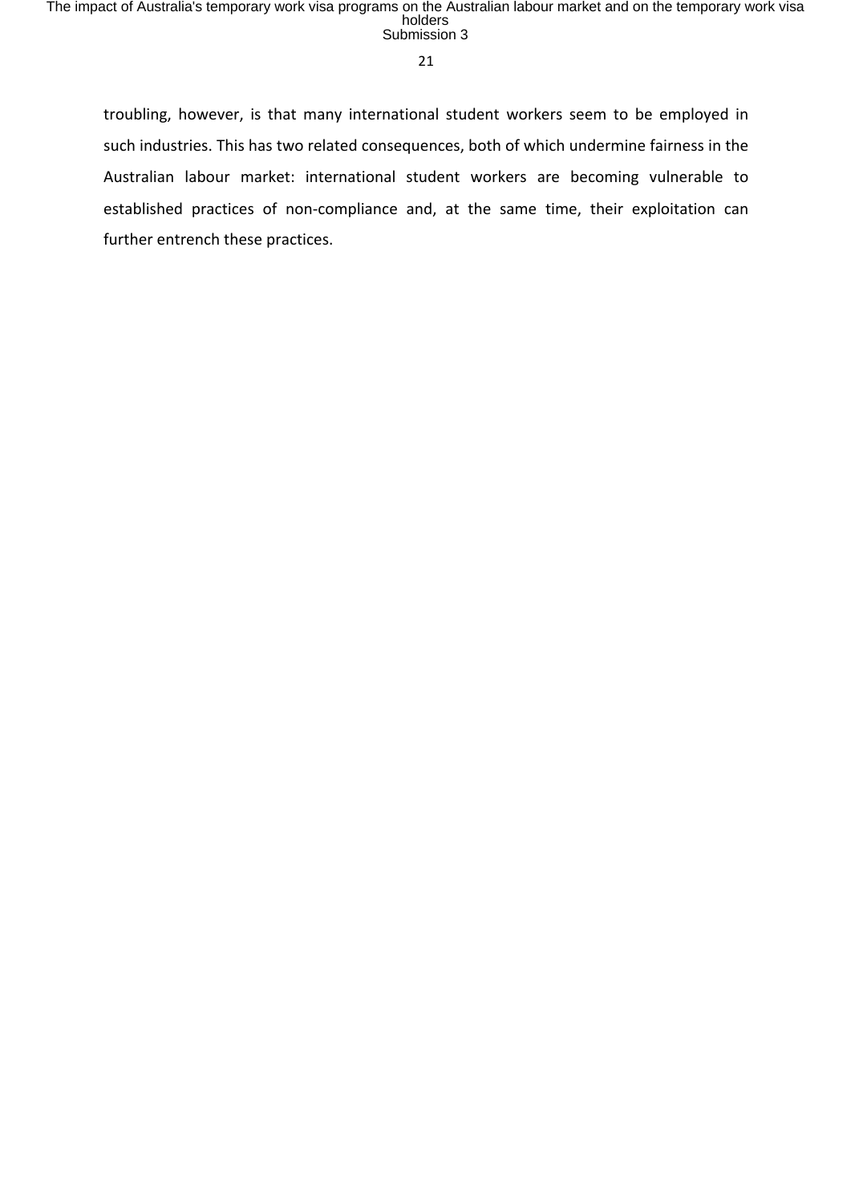troubling, however, is that many international student workers seem to be employed in such industries. This has two related consequences, both of which undermine fairness in the Australian labour market: international student workers are becoming vulnerable to established practices of non-compliance and, at the same time, their exploitation can further entrench these practices.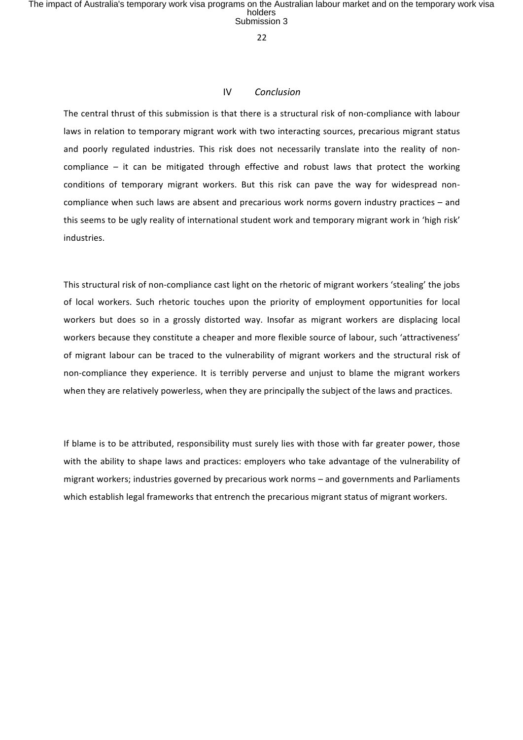## IV *Conclusion*

The central thrust of this submission is that there is a structural risk of non-compliance with labour laws in relation to temporary migrant work with two interacting sources, precarious migrant status and poorly regulated industries. This risk does not necessarily translate into the reality of non-compliance – it can be mitigated through effective and robust laws that protect the working conditions of temporary migrant workers. But this risk can pave the way for widespread non-compliance when such laws are absent and precarious work norms govern industry practices – and this seems to be ugly reality of international student work and temporary migrant work in 'high risk' industries.

This structural risk of non-compliance cast light on the rhetoric of migrant workers 'stealing' the jobs of local workers. Such rhetoric touches upon the priority of employment opportunities for local workers but does so in a grossly distorted way. Insofar as migrant workers are displacing local workers because they constitute a cheaper and more flexible source of labour, such 'attractiveness' of migrant labour can be traced to the vulnerability of migrant workers and the structural risk of non-compliance they experience. It is terribly perverse and unjust to blame the migrant workers when they are relatively powerless, when they are principally the subject of the laws and practices.

If blame is to be attributed, responsibility must surely lies with those with far greater power, those with the ability to shape laws and practices: employers who take advantage of the vulnerability of migrant workers; industries governed by precarious work norms – and governments and Parliaments which establish legal frameworks that entrench the precarious migrant status of migrant workers.